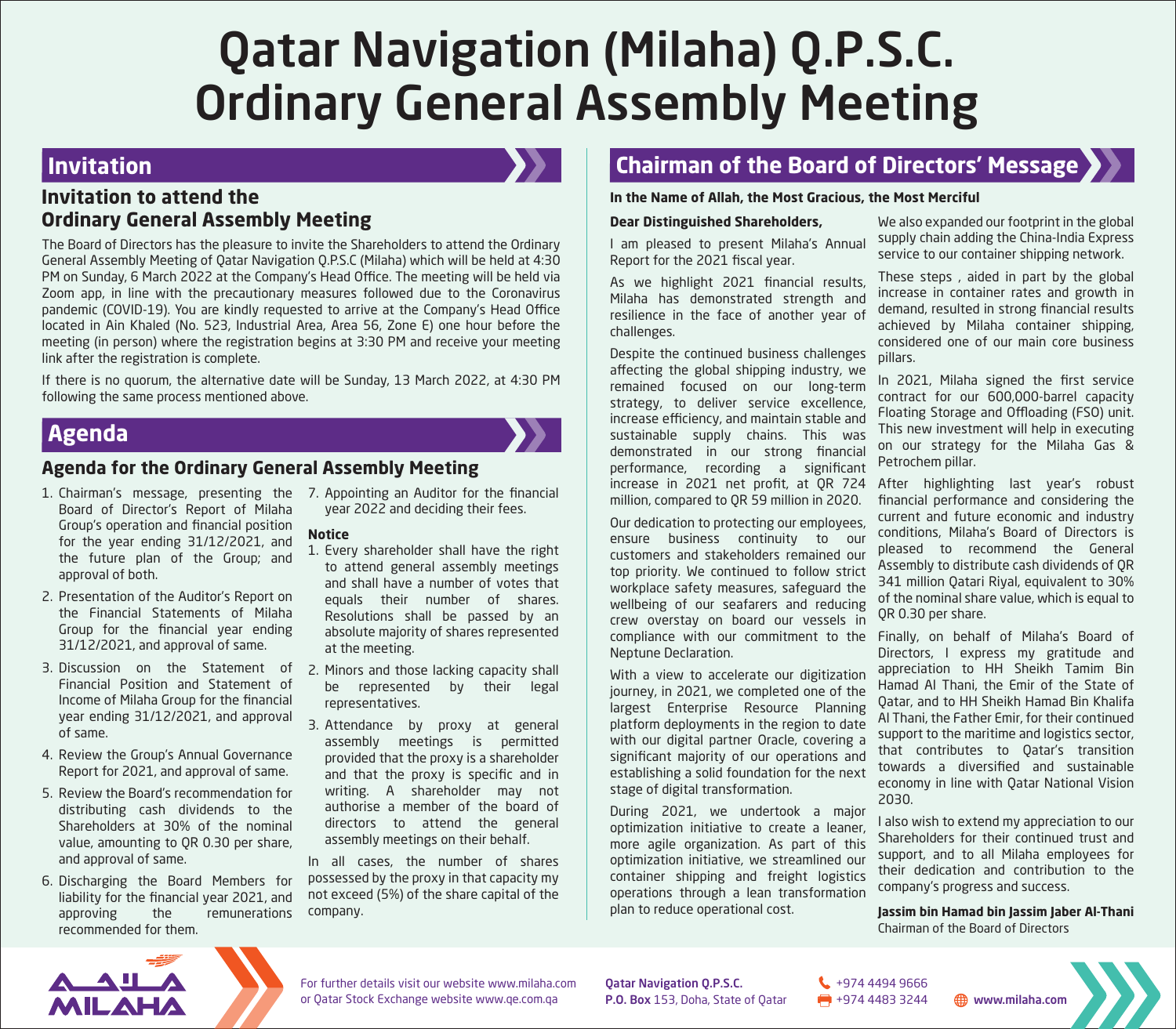# Qatar Navigation (Milaha) Q.P.S.C.
# Ordinary General Assembly Meeting

## Invitation

### Invitation to attend the Ordinary General Assembly Meeting

The Board of Directors has the pleasure to invite the Shareholders to attend the Ordinary General Assembly Meeting of Qatar Navigation Q.P.S.C (Milaha) which will be held at 4:30 PM on Sunday, 6 March 2022 at the Company's Head Office. The meeting will be held via Zoom app, in line with the precautionary measures followed due to the Coronavirus pandemic (COVID-19). You are kindly requested to arrive at the Company's Head Office located in Ain Khaled (No. 523, Industrial Area, Area 56, Zone E) one hour before the meeting (in person) where the registration begins at 3:30 PM and receive your meeting link after the registration is complete.

If there is no quorum, the alternative date will be Sunday, 13 March 2022, at 4:30 PM following the same process mentioned above.

## Agenda

### Agenda for the Ordinary General Assembly Meeting

1. Chairman's message, presenting the Board of Director's Report of Milaha Group's operation and financial position for the year ending 31/12/2021, and the future plan of the Group; and approval of both.
2. Presentation of the Auditor's Report on the Financial Statements of Milaha Group for the financial year ending 31/12/2021, and approval of same.
3. Discussion on the Statement of Financial Position and Statement of Income of Milaha Group for the financial year ending 31/12/2021, and approval of same.
4. Review the Group's Annual Governance Report for 2021, and approval of same.
5. Review the Board's recommendation for distributing cash dividends to the Shareholders at 30% of the nominal value, amounting to QR 0.30 per share, and approval of same.
6. Discharging the Board Members for liability for the financial year 2021, and approving the remunerations recommended for them.
7. Appointing an Auditor for the financial year 2022 and deciding their fees.

**Notice**

1. Every shareholder shall have the right to attend general assembly meetings and shall have a number of votes that equals their number of shares. Resolutions shall be passed by an absolute majority of shares represented at the meeting.
2. Minors and those lacking capacity shall be represented by their legal representatives.
3. Attendance by proxy at general assembly meetings is permitted provided that the proxy is a shareholder and that the proxy is specific and in writing. A shareholder may not authorise a member of the board of directors to attend the general assembly meetings on their behalf.

In all cases, the number of shares possessed by the proxy in that capacity my not exceed (5%) of the share capital of the company.

## Chairman of the Board of Directors' Message

**In the Name of Allah, the Most Gracious, the Most Merciful**

**Dear Distinguished Shareholders,**

I am pleased to present Milaha's Annual Report for the 2021 fiscal year.

As we highlight 2021 financial results, Milaha has demonstrated strength and resilience in the face of another year of challenges.

Despite the continued business challenges affecting the global shipping industry, we remained focused on our long-term strategy, to deliver service excellence, increase efficiency, and maintain stable and sustainable supply chains. This was demonstrated in our strong financial performance, recording a significant increase in 2021 net profit, at QR 724 million, compared to QR 59 million in 2020.

Our dedication to protecting our employees, ensure business continuity to our customers and stakeholders remained our top priority. We continued to follow strict workplace safety measures, safeguard the wellbeing of our seafarers and reducing crew overstay on board our vessels in compliance with our commitment to the Neptune Declaration.

With a view to accelerate our digitization journey, in 2021, we completed one of the largest Enterprise Resource Planning platform deployments in the region to date with our digital partner Oracle, covering a significant majority of our operations and establishing a solid foundation for the next stage of digital transformation.

During 2021, we undertook a major optimization initiative to create a leaner, more agile organization. As part of this optimization initiative, we streamlined our container shipping and freight logistics operations through a lean transformation plan to reduce operational cost.

We also expanded our footprint in the global supply chain adding the China-India Express service to our container shipping network.

These steps , aided in part by the global increase in container rates and growth in demand, resulted in strong financial results achieved by Milaha container shipping, considered one of our main core business pillars.

In 2021, Milaha signed the first service contract for our 600,000-barrel capacity Floating Storage and Offloading (FSO) unit. This new investment will help in executing on our strategy for the Milaha Gas & Petrochem pillar.

After highlighting last year's robust financial performance and considering the current and future economic and industry conditions, Milaha's Board of Directors is pleased to recommend the General Assembly to distribute cash dividends of QR 341 million Qatari Riyal, equivalent to 30% of the nominal share value, which is equal to QR 0.30 per share.

Finally, on behalf of Milaha's Board of Directors, I express my gratitude and appreciation to HH Sheikh Tamim Bin Hamad Al Thani, the Emir of the State of Qatar, and to HH Sheikh Hamad Bin Khalifa Al Thani, the Father Emir, for their continued support to the maritime and logistics sector, that contributes to Qatar's transition towards a diversified and sustainable economy in line with Qatar National Vision 2030.

I also wish to extend my appreciation to our Shareholders for their continued trust and support, and to all Milaha employees for their dedication and contribution to the company's progress and success.

**Jassim bin Hamad bin Jassim Jaber Al-Thani**
Chairman of the Board of Directors

MILAHA

For further details visit our website www.milaha.com or Qatar Stock Exchange website www.qe.com.qa

**Qatar Navigation Q.P.S.C.**
**P.O. Box** 153, Doha, State of Qatar

+974 4494 9666
+974 4483 3244

**www.milaha.com**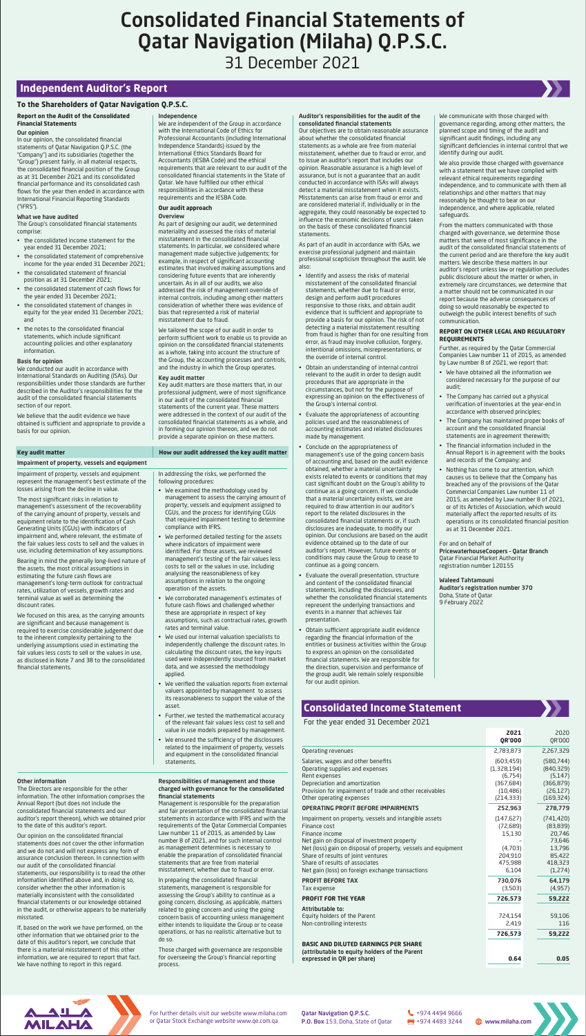# Consolidated Financial Statements of Qatar Navigation (Milaha) Q.P.S.C.

31 December 2021

## Independent Auditor's Report

### To the Shareholders of Qatar Navigation Q.P.S.C.

#### Report on the Audit of the Consolidated Financial Statements

**Our opinion**

In our opinion, the consolidated financial statements of Qatar Navigation Q.P.S.C. (the "Company") and its subsidiaries (together the "Group") present fairly, in all material respects, the consolidated financial position of the Group as at 31 December 2021 and its consolidated financial performance and its consolidated cash flows for the year then ended in accordance with International Financial Reporting Standards ("IFRS").

**What we have audited**

The Group's consolidated financial statements comprise:

- the consolidated income statement for the year ended 31 December 2021;
- the consolidated statement of comprehensive income for the year ended 31 December 2021;
- the consolidated statement of financial position as at 31 December 2021;
- the consolidated statement of cash flows for the year ended 31 December 2021;
- the consolidated statement of changes in equity for the year ended 31 December 2021; and
- the notes to the consolidated financial statements, which include significant accounting policies and other explanatory information.

**Basis for opinion**

We conducted our audit in accordance with International Standards on Auditing (ISAs). Our responsibilities under those standards are further described in the Auditor's responsibilities for the audit of the consolidated financial statements section of our report.

We believe that the audit evidence we have obtained is sufficient and appropriate to provide a basis for our opinion.

**Independence**

We are independent of the Group in accordance with the International Code of Ethics for Professional Accountants (including International Independence Standards) issued by the International Ethics Standards Board for Accountants (IESBA Code) and the ethical requirements that are relevant to our audit of the consolidated financial statements in the State of Qatar. We have fulfilled our other ethical responsibilities in accordance with these requirements and the IESBA Code.

**Our audit approach**

**Overview**

As part of designing our audit, we determined materiality and assessed the risks of material misstatement in the consolidated financial statements. In particular, we considered where management made subjective judgements; for example, in respect of significant accounting estimates that involved making assumptions and considering future events that are inherently uncertain. As in all of our audits, we also addressed the risk of management override of internal controls, including among other matters consideration of whether there was evidence of bias that represented a risk of material misstatement due to fraud.

We tailored the scope of our audit in order to perform sufficient work to enable us to provide an opinion on the consolidated financial statements as a whole, taking into account the structure of the Group, the accounting processes and controls, and the industry in which the Group operates.

**Key audit matter**

Key audit matters are those matters that, in our professional judgment, were of most significance in our audit of the consolidated financial statements of the current year. These matters were addressed in the context of our audit of the consolidated financial statements as a whole, and in forming our opinion thereon, and we do not provide a separate opinion on these matters.

| Key audit matter | How our audit addressed the key audit matter |
|---|---|
| **Impairment of property, vessels and equipment** | |
| Impairment of property, vessels and equipment represent the management's best estimate of the losses arising from the decline in value.<br><br>The most significant risks in relation to management's assessment of the recoverability of the carrying amount of property, vessels and equipment relate to the identification of Cash Generating Units (CGUs) with indicators of impairment and, where relevant, the estimate of the fair values less costs to sell and the values in use, including determination of key assumptions.<br><br>Bearing in mind the generally long-lived nature of the assets, the most critical assumptions in estimating the future cash flows are management's long-term outlook for contractual rates, utilization of vessels, growth rates and terminal value as well as determining the discount rates.<br><br>We focused on this area, as the carrying amounts are significant and because management is required to exercise considerable judgement due to the inherent complexity pertaining to the underlying assumptions used in estimating the fair values less costs to sell or the values in use, as disclosed in Note 7 and 38 to the consolidated financial statements. | In addressing the risks, we performed the following procedures:<br>• We examined the methodology used by management to assess the carrying amount of property, vessels and equipment assigned to CGUs, and the process for identifying CGUs that required impairment testing to determine compliance with IFRS.<br>• We performed detailed testing for the assets where indicators of impairment were identified. For those assets, we reviewed management's testing of the fair values less costs to sell or the values in use, including analysing the reasonableness of key assumptions in relation to the ongoing operation of the assets.<br>• We corroborated management's estimates of future cash flows and challenged whether these are appropriate in respect of key assumptions, such as contractual rates, growth rates and terminal value.<br>• We used our internal valuation specialists to independently challenge the discount rates. In calculating the discount rates, the key inputs used were independently sourced from market data, and we assessed the methodology applied.<br>• We verified the valuation reports from external valuers appointed by management to assess its reasonableness to support the value of the asset.<br>• Further, we tested the mathematical accuracy of the relevant fair values less cost to sell and value in use models prepared by management.<br>• We ensured the sufficiency of the disclosures related to the impairment of property, vessels and equipment in the consolidated financial statements. |

**Other information**

The Directors are responsible for the other information. The other information comprises the Annual Report (but does not include the consolidated financial statements and our auditor's report thereon), which we obtained prior to the date of this auditor's report.

Our opinion on the consolidated financial statements does not cover the other information and we do not and will not express any form of assurance conclusion thereon. In connection with our audit of the consolidated financial statements, our responsibility is to read the other information identified above and, in doing so, consider whether the other information is materially inconsistent with the consolidated financial statements or our knowledge obtained in the audit, or otherwise appears to be materially misstated.

If, based on the work we have performed, on the other information that we obtained prior to the date of this auditor's report, we conclude that there is a material misstatement of this other information, we are required to report that fact. We have nothing to report in this regard.

**Responsibilities of management and those charged with governance for the consolidated financial statements**

Management is responsible for the preparation and fair presentation of the consolidated financial statements in accordance with IFRS and with the requirements of the Qatar Commercial Companies Law number 11 of 2015, as amended by Law number 8 of 2021, and for such internal control as management determines is necessary to enable the preparation of consolidated financial statements that are free from material misstatement, whether due to fraud or error.

In preparing the consolidated financial statements, management is responsible for assessing the Group's ability to continue as a going concern, disclosing, as applicable, matters related to going concern and using the going concern basis of accounting unless management either intends to liquidate the Group or to cease operations, or has no realistic alternative but to do so.

Those charged with governance are responsible for overseeing the Group's financial reporting process.

**Auditor's responsibilities for the audit of the consolidated financial statements**

Our objectives are to obtain reasonable assurance about whether the consolidated financial statements as a whole are free from material misstatement, whether due to fraud or error, and to issue an auditor's report that includes our opinion. Reasonable assurance is a high level of assurance, but is not a guarantee that an audit conducted in accordance with ISAs will always detect a material misstatement when it exists. Misstatements can arise from fraud or error and are considered material if, individually or in the aggregate, they could reasonably be expected to influence the economic decisions of users taken on the basis of these consolidated financial statements.

As part of an audit in accordance with ISAs, we exercise professional judgment and maintain professional scepticism throughout the audit. We also:

- Identify and assess the risks of material misstatement of the consolidated financial statements, whether due to fraud or error, design and perform audit procedures responsive to those risks, and obtain audit evidence that is sufficient and appropriate to provide a basis for our opinion. The risk of not detecting a material misstatement resulting from fraud is higher than for one resulting from error, as fraud may involve collusion, forgery, intentional omissions, misrepresentations, or the override of internal control.
- Obtain an understanding of internal control relevant to the audit in order to design audit procedures that are appropriate in the circumstances, but not for the purpose of expressing an opinion on the effectiveness of the Group's internal control.
- Evaluate the appropriateness of accounting policies used and the reasonableness of accounting estimates and related disclosures made by management.
- Conclude on the appropriateness of management's use of the going concern basis of accounting and, based on the audit evidence obtained, whether a material uncertainty exists related to events or conditions that may cast significant doubt on the Group's ability to continue as a going concern. If we conclude that a material uncertainty exists, we are required to draw attention in our auditor's report to the related disclosures in the consolidated financial statements or, if such disclosures are inadequate, to modify our opinion. Our conclusions are based on the audit evidence obtained up to the date of our auditor's report. However, future events or conditions may cause the Group to cease to continue as a going concern.
- Evaluate the overall presentation, structure and content of the consolidated financial statements, including the disclosures, and whether the consolidated financial statements represent the underlying transactions and events in a manner that achieves fair presentation.
- Obtain sufficient appropriate audit evidence regarding the financial information of the entities or business activities within the Group to express an opinion on the consolidated financial statements. We are responsible for the direction, supervision and performance of the group audit. We remain solely responsible for our audit opinion.

We communicate with those charged with governance regarding, among other matters, the planned scope and timing of the audit and significant audit findings, including any significant deficiencies in internal control that we identify during our audit.

We also provide those charged with governance with a statement that we have complied with relevant ethical requirements regarding independence, and to communicate with them all relationships and other matters that may reasonably be thought to bear on our independence, and where applicable, related safeguards.

From the matters communicated with those charged with governance, we determine those matters that were of most significance in the audit of the consolidated financial statements of the current period and are therefore the key audit matters. We describe these matters in our auditor's report unless law or regulation precludes public disclosure about the matter or when, in extremely rare circumstances, we determine that a matter should not be communicated in our report because the adverse consequences of doing so would reasonably be expected to outweigh the public interest benefits of such communication.

**REPORT ON OTHER LEGAL AND REGULATORY REQUIREMENTS**

Further, as required by the Qatar Commercial Companies Law number 11 of 2015, as amended by Law number 8 of 2021, we report that:

- We have obtained all the information we considered necessary for the purpose of our audit;
- The Company has carried out a physical verification of inventories at the year-end in accordance with observed principles;
- The Company has maintained proper books of account and the consolidated financial statements are in agreement therewith;
- The financial information included in the Annual Report is in agreement with the books and records of the Company; and
- Nothing has come to our attention, which causes us to believe that the Company has breached any of the provisions of the Qatar Commercial Companies Law number 11 of 2015, as amended by Law number 8 of 2021, or of its Articles of Association, which would materially affect the reported results of its operations or its consolidated financial position as at 31 December 2021.

For and on behalf of
**PricewaterhouseCoopers - Qatar Branch**
Qatar Financial Market Authority registration number 120155

**Waleed Tahtamouni**
**Auditor's registration number 370**
Doha, State of Qatar
9 February 2022

## Consolidated Income Statement

For the year ended 31 December 2021

| | 2021 QR'000 | 2020 QR'000 |
|---|---|---|
| Operating revenues | 2,783,873 | 2,267,329 |
| Salaries, wages and other benefits | (603,459) | (580,744) |
| Operating supplies and expenses | (1,328,194) | (840,329) |
| Rent expenses | (6,754) | (5,147) |
| Depreciation and amortization | (367,684) | (366,879) |
| Provision for impairment of trade and other receivables | (10,486) | (26,127) |
| Other operating expenses | (214,333) | (169,324) |
| **OPERATING PROFIT BEFORE IMPAIRMENTS** | **252,963** | **278,779** |
| Impairment on property, vessels and intangible assets | (147,627) | (741,420) |
| Finance cost | (72,689) | (83,839) |
| Finance income | 15,130 | 20,746 |
| Net gain on disposal of investment property | - | 73,646 |
| Net (loss) gain on disposal of property, vessels and equipment | (4,703) | 13,796 |
| Share of results of joint ventures | 204,910 | 85,422 |
| Share of results of associates | 475,988 | 418,323 |
| Net gain (loss) on foreign exchange transactions | 6,104 | (1,274) |
| **PROFIT BEFORE TAX** | **730,076** | **64,179** |
| Tax expense | (3,503) | (4,957) |
| **PROFIT FOR THE YEAR** | **726,573** | **59,222** |
| **Attributable to:** | | |
| Equity holders of the Parent | 724,154 | 59,106 |
| Non-controlling interests | 2,419 | 116 |
| | **726,573** | **59,222** |
| **BASIC AND DILUTED EARNINGS PER SHARE (attributable to equity holders of the Parent expressed in QR per share)** | **0.64** | **0.05** |

For further details visit our website www.milaha.com or Qatar Stock Exchange website www.qe.com.qa

**Qatar Navigation Q.P.S.C.**
**P.O. Box** 153, Doha, State of Qatar

+974 4494 9666
+974 4483 3244
www.milaha.com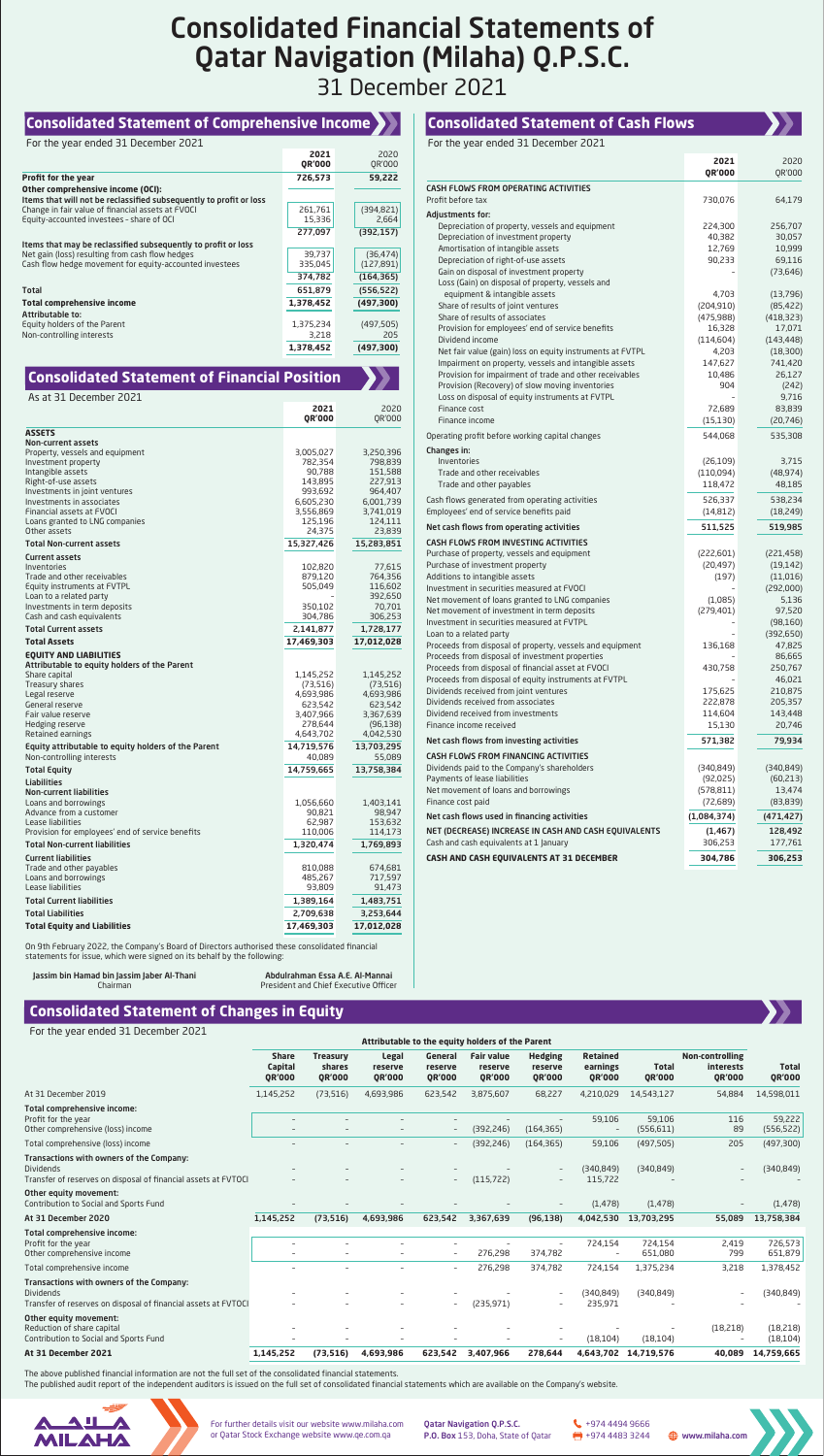# Consolidated Financial Statements of Qatar Navigation (Milaha) Q.P.S.C.

31 December 2021

## Consolidated Statement of Comprehensive Income

For the year ended 31 December 2021

| | 2021 QR'000 | 2020 QR'000 |
|---|---|---|
| **Profit for the year** | **726,573** | **59,222** |
| **Other comprehensive income (OCI):** | | |
| **Items that will not be reclassified subsequently to profit or loss** | | |
| Change in fair value of financial assets at FVOCI | 261,761 | (394,821) |
| Equity-accounted investees - share of OCI | 15,336 | 2,664 |
| | 277,097 | (392,157) |
| **Items that may be reclassified subsequently to profit or loss** | | |
| Net gain (loss) resulting from cash flow hedges | 39,737 | (36,474) |
| Cash flow hedge movement for equity-accounted investees | 335,045 | (127,891) |
| | 374,782 | (164,365) |
| **Total** | **651,879** | **(556,522)** |
| **Total comprehensive income** | **1,378,452** | **(497,300)** |
| **Attributable to:** | | |
| Equity holders of the Parent | 1,375,234 | (497,505) |
| Non-controlling interests | 3,218 | 205 |
| | **1,378,452** | **(497,300)** |

## Consolidated Statement of Financial Position

As at 31 December 2021

| | 2021 QR'000 | 2020 QR'000 |
|---|---|---|
| **ASSETS** | | |
| **Non-current assets** | | |
| Property, vessels and equipment | 3,005,027 | 3,250,396 |
| Investment property | 782,354 | 798,839 |
| Intangible assets | 90,788 | 151,588 |
| Right-of-use assets | 143,895 | 227,913 |
| Investments in joint ventures | 993,692 | 964,407 |
| Investments in associates | 6,605,230 | 6,001,739 |
| Financial assets at FVOCI | 3,556,869 | 3,741,019 |
| Loans granted to LNG companies | 125,196 | 124,111 |
| Other assets | 24,375 | 23,839 |
| **Total Non-current assets** | **15,327,426** | **15,283,851** |
| **Current assets** | | |
| Inventories | 102,820 | 77,615 |
| Trade and other receivables | 879,120 | 764,356 |
| Equity instruments at FVTPL | 505,049 | 116,602 |
| Loan to a related party | - | 392,650 |
| Investments in term deposits | 350,102 | 70,701 |
| Cash and cash equivalents | 304,786 | 306,253 |
| **Total Current assets** | **2,141,877** | **1,728,177** |
| **Total Assets** | **17,469,303** | **17,012,028** |
| **EQUITY AND LIABILITIES** | | |
| **Attributable to equity holders of the Parent** | | |
| Share capital | 1,145,252 | 1,145,252 |
| Treasury shares | (73,516) | (73,516) |
| Legal reserve | 4,693,986 | 4,693,986 |
| General reserve | 623,542 | 623,542 |
| Fair value reserve | 3,407,966 | 3,367,639 |
| Hedging reserve | 278,644 | (96,138) |
| Retained earnings | 4,643,702 | 4,042,530 |
| **Equity attributable to equity holders of the Parent** | **14,719,576** | **13,703,295** |
| Non-controlling interests | 40,089 | 55,089 |
| **Total Equity** | **14,759,665** | **13,758,384** |
| **Liabilities** | | |
| **Non-current liabilities** | | |
| Loans and borrowings | 1,056,660 | 1,403,141 |
| Advance from a customer | 90,821 | 98,947 |
| Lease liabilities | 62,987 | 153,632 |
| Provision for employees' end of service benefits | 110,006 | 114,173 |
| **Total Non-current liabilities** | **1,320,474** | **1,769,893** |
| **Current liabilities** | | |
| Trade and other payables | 810,088 | 674,681 |
| Loans and borrowings | 485,267 | 717,597 |
| Lease liabilities | 93,809 | 91,473 |
| **Total Current liabilities** | **1,389,164** | **1,483,751** |
| **Total Liabilities** | **2,709,638** | **3,253,644** |
| **Total Equity and Liabilities** | **17,469,303** | **17,012,028** |

On 9th February 2022, the Company's Board of Directors authorised these consolidated financial statements for issue, which were signed on its behalf by the following:

**Jassim bin Hamad bin Jassim Jaber Al-Thani**
Chairman

**Abdulrahman Essa A.E. Al-Mannai**
President and Chief Executive Officer

## Consolidated Statement of Cash Flows

For the year ended 31 December 2021

| | 2021 QR'000 | 2020 QR'000 |
|---|---|---|
| **CASH FLOWS FROM OPERATING ACTIVITIES** | | |
| Profit before tax | 730,076 | 64,179 |
| **Adjustments for:** | | |
| Depreciation of property, vessels and equipment | 224,300 | 256,707 |
| Depreciation of investment property | 40,382 | 30,057 |
| Amortisation of intangible assets | 12,769 | 10,999 |
| Depreciation of right-of-use assets | 90,233 | 69,116 |
| Gain on disposal of investment property | - | (73,646) |
| Loss (Gain) on disposal of property, vessels and equipment & intangible assets | 4,703 | (13,796) |
| Share of results of joint ventures | (204,910) | (85,422) |
| Share of results of associates | (475,988) | (418,323) |
| Provision for employees' end of service benefits | 16,328 | 17,071 |
| Dividend income | (114,604) | (143,448) |
| Net fair value (gain) loss on equity instruments at FVTPL | 4,203 | (18,300) |
| Impairment on property, vessels and intangible assets | 147,627 | 741,420 |
| Provision for impairment of trade and other receivables | 10,486 | 26,127 |
| Provision (Recovery) of slow moving inventories | 904 | (242) |
| Loss on disposal of equity instruments at FVTPL | - | 9,716 |
| Finance cost | 72,689 | 83,839 |
| Finance income | (15,130) | (20,746) |
| Operating profit before working capital changes | 544,068 | 535,308 |
| **Changes in:** | | |
| Inventories | (26,109) | 3,715 |
| Trade and other receivables | (110,094) | (48,974) |
| Trade and other payables | 118,472 | 48,185 |
| Cash flows generated from operating activities | 526,337 | 538,234 |
| Employees' end of service benefits paid | (14,812) | (18,249) |
| **Net cash flows from operating activities** | **511,525** | **519,985** |
| **CASH FLOWS FROM INVESTING ACTIVITIES** | | |
| Purchase of property, vessels and equipment | (222,601) | (221,458) |
| Purchase of investment property | (20,497) | (19,142) |
| Additions to intangible assets | (197) | (11,016) |
| Investment in securities measured at FVOCI | - | (292,000) |
| Net movement of loans granted to LNG companies | (1,085) | 5,136 |
| Net movement of investment in term deposits | (279,401) | 97,520 |
| Investment in securities measured at FVTPL | - | (98,160) |
| Loan to a related party | - | (392,650) |
| Proceeds from disposal of property, vessels and equipment | 136,168 | 47,825 |
| Proceeds from disposal of investment properties | - | 86,665 |
| Proceeds from disposal of financial asset at FVOCI | 430,758 | 250,767 |
| Proceeds from disposal of equity instruments at FVTPL | - | 46,021 |
| Dividends received from joint ventures | 175,625 | 210,875 |
| Dividends received from associates | 222,878 | 205,357 |
| Dividend received from investments | 114,604 | 143,448 |
| Finance income received | 15,130 | 20,746 |
| **Net cash flows from investing activities** | **571,382** | **79,934** |
| **CASH FLOWS FROM FINANCING ACTIVITIES** | | |
| Dividends paid to the Company's shareholders | (340,849) | (340,849) |
| Payments of lease liabilities | (92,025) | (60,213) |
| Net movement of loans and borrowings | (578,811) | 13,474 |
| Finance cost paid | (72,689) | (83,839) |
| **Net cash flows used in financing activities** | **(1,084,374)** | **(471,427)** |
| **NET (DECREASE) INCREASE IN CASH AND CASH EQUIVALENTS** | **(1,467)** | **128,492** |
| Cash and cash equivalents at 1 January | 306,253 | 177,761 |
| **CASH AND CASH EQUIVALENTS AT 31 DECEMBER** | **304,786** | **306,253** |

## Consolidated Statement of Changes in Equity

For the year ended 31 December 2021

| | Attributable to the equity holders of the Parent | | | | | | | | | |
|---|---|---|---|---|---|---|---|---|---|---|
| | Share Capital QR'000 | Treasury shares QR'000 | Legal reserve QR'000 | General reserve QR'000 | Fair value reserve QR'000 | Hedging reserve QR'000 | Retained earnings QR'000 | Total QR'000 | Non-controlling interests QR'000 | Total QR'000 |
| At 31 December 2019 | 1,145,252 | (73,516) | 4,693,986 | 623,542 | 3,875,607 | 68,227 | 4,210,029 | 14,543,127 | 54,884 | 14,598,011 |
| **Total comprehensive income:** | | | | | | | | | | |
| Profit for the year | - | - | - | - | - | - | 59,106 | 59,106 | 116 | 59,222 |
| Other comprehensive (loss) income | - | - | - | - | (392,246) | (164,365) | - | (556,611) | 89 | (556,522) |
| Total comprehensive (loss) income | - | - | - | - | (392,246) | (164,365) | 59,106 | (497,505) | 205 | (497,300) |
| **Transactions with owners of the Company:** | | | | | | | | | | |
| Dividends | - | - | - | - | - | - | (340,849) | (340,849) | - | (340,849) |
| Transfer of reserves on disposal of financial assets at FVTOCI | - | - | - | - | (115,722) | - | 115,722 | - | - | - |
| **Other equity movement:** | | | | | | | | | | |
| Contribution to Social and Sports Fund | - | - | - | - | - | - | (1,478) | (1,478) | - | (1,478) |
| **At 31 December 2020** | **1,145,252** | **(73,516)** | **4,693,986** | **623,542** | **3,367,639** | **(96,138)** | **4,042,530** | **13,703,295** | **55,089** | **13,758,384** |
| **Total comprehensive income:** | | | | | | | | | | |
| Profit for the year | - | - | - | - | - | - | 724,154 | 724,154 | 2,419 | 726,573 |
| Other comprehensive income | - | - | - | - | 276,298 | 374,782 | - | 651,080 | 799 | 651,879 |
| Total comprehensive income | - | - | - | - | 276,298 | 374,782 | 724,154 | 1,375,234 | 3,218 | 1,378,452 |
| **Transactions with owners of the Company:** | | | | | | | | | | |
| Dividends | - | - | - | - | - | - | (340,849) | (340,849) | - | (340,849) |
| Transfer of reserves on disposal of financial assets at FVTOCI | - | - | - | - | (235,971) | - | 235,971 | - | - | - |
| **Other equity movement:** | | | | | | | | | | |
| Reduction of share capital | - | - | - | - | - | - | - | - | (18,218) | (18,218) |
| Contribution to Social and Sports Fund | - | - | - | - | - | - | (18,104) | (18,104) | - | (18,104) |
| **At 31 December 2021** | **1,145,252** | **(73,516)** | **4,693,986** | **623,542** | **3,407,966** | **278,644** | **4,643,702** | **14,719,576** | **40,089** | **14,759,665** |

The above published financial information are not the full set of the consolidated financial statements.
The published audit report of the independent auditors is issued on the full set of consolidated financial statements which are available on the Company's website.

For further details visit our website www.milaha.com or Qatar Stock Exchange website www.qe.com.qa

**Qatar Navigation Q.P.S.C.**
**P.O. Box** 153, Doha, State of Qatar

+974 4494 9666
+974 4483 3244
www.milaha.com